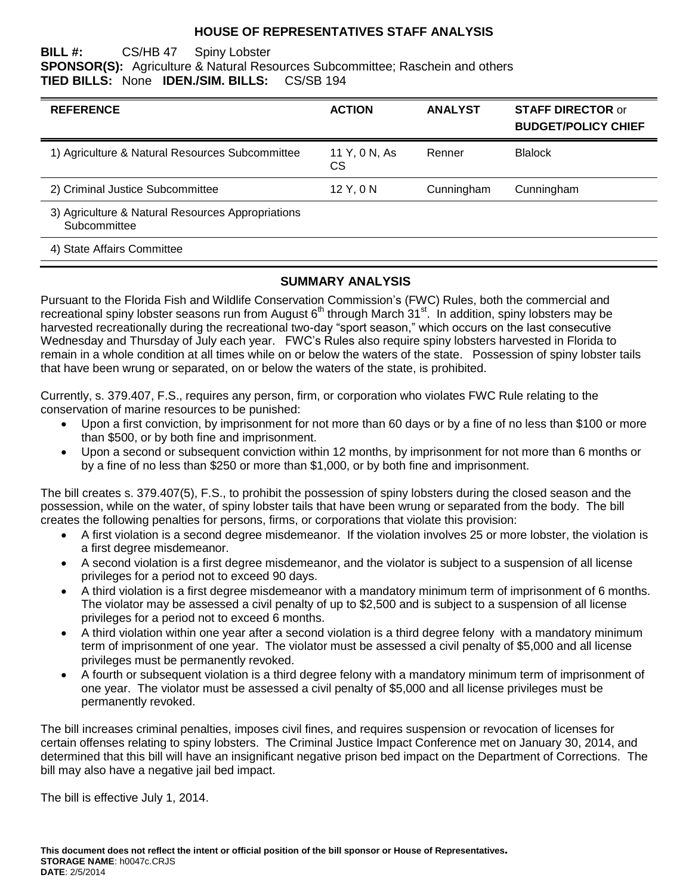# HOUSE OF REPRESENTATIVES STAFF ANALYSIS

**BILL #:** CS/HB 47 Spiny Lobster
**SPONSOR(S):** Agriculture & Natural Resources Subcommittee; Raschein and others
**TIED BILLS:** None **IDEN./SIM. BILLS:** CS/SB 194

| REFERENCE | ACTION | ANALYST | STAFF DIRECTOR or BUDGET/POLICY CHIEF |
|---|---|---|---|
| 1) Agriculture & Natural Resources Subcommittee | 11 Y, 0 N, As CS | Renner | Blalock |
| 2) Criminal Justice Subcommittee | 12 Y, 0 N | Cunningham | Cunningham |
| 3) Agriculture & Natural Resources Appropriations Subcommittee | | | |
| 4) State Affairs Committee | | | |

## SUMMARY ANALYSIS

Pursuant to the Florida Fish and Wildlife Conservation Commission's (FWC) Rules, both the commercial and recreational spiny lobster seasons run from August 6th through March 31st. In addition, spiny lobsters may be harvested recreationally during the recreational two-day "sport season," which occurs on the last consecutive Wednesday and Thursday of July each year. FWC's Rules also require spiny lobsters harvested in Florida to remain in a whole condition at all times while on or below the waters of the state. Possession of spiny lobster tails that have been wrung or separated, on or below the waters of the state, is prohibited.

Currently, s. 379.407, F.S., requires any person, firm, or corporation who violates FWC Rule relating to the conservation of marine resources to be punished:

- Upon a first conviction, by imprisonment for not more than 60 days or by a fine of no less than $100 or more than $500, or by both fine and imprisonment.
- Upon a second or subsequent conviction within 12 months, by imprisonment for not more than 6 months or by a fine of no less than $250 or more than $1,000, or by both fine and imprisonment.

The bill creates s. 379.407(5), F.S., to prohibit the possession of spiny lobsters during the closed season and the possession, while on the water, of spiny lobster tails that have been wrung or separated from the body. The bill creates the following penalties for persons, firms, or corporations that violate this provision:

- A first violation is a second degree misdemeanor. If the violation involves 25 or more lobster, the violation is a first degree misdemeanor.
- A second violation is a first degree misdemeanor, and the violator is subject to a suspension of all license privileges for a period not to exceed 90 days.
- A third violation is a first degree misdemeanor with a mandatory minimum term of imprisonment of 6 months. The violator may be assessed a civil penalty of up to $2,500 and is subject to a suspension of all license privileges for a period not to exceed 6 months.
- A third violation within one year after a second violation is a third degree felony with a mandatory minimum term of imprisonment of one year. The violator must be assessed a civil penalty of $5,000 and all license privileges must be permanently revoked.
- A fourth or subsequent violation is a third degree felony with a mandatory minimum term of imprisonment of one year. The violator must be assessed a civil penalty of $5,000 and all license privileges must be permanently revoked.

The bill increases criminal penalties, imposes civil fines, and requires suspension or revocation of licenses for certain offenses relating to spiny lobsters. The Criminal Justice Impact Conference met on January 30, 2014, and determined that this bill will have an insignificant negative prison bed impact on the Department of Corrections. The bill may also have a negative jail bed impact.

The bill is effective July 1, 2014.

**This document does not reflect the intent or official position of the bill sponsor or House of Representatives.**
**STORAGE NAME**: h0047c.CRJS
**DATE**: 2/5/2014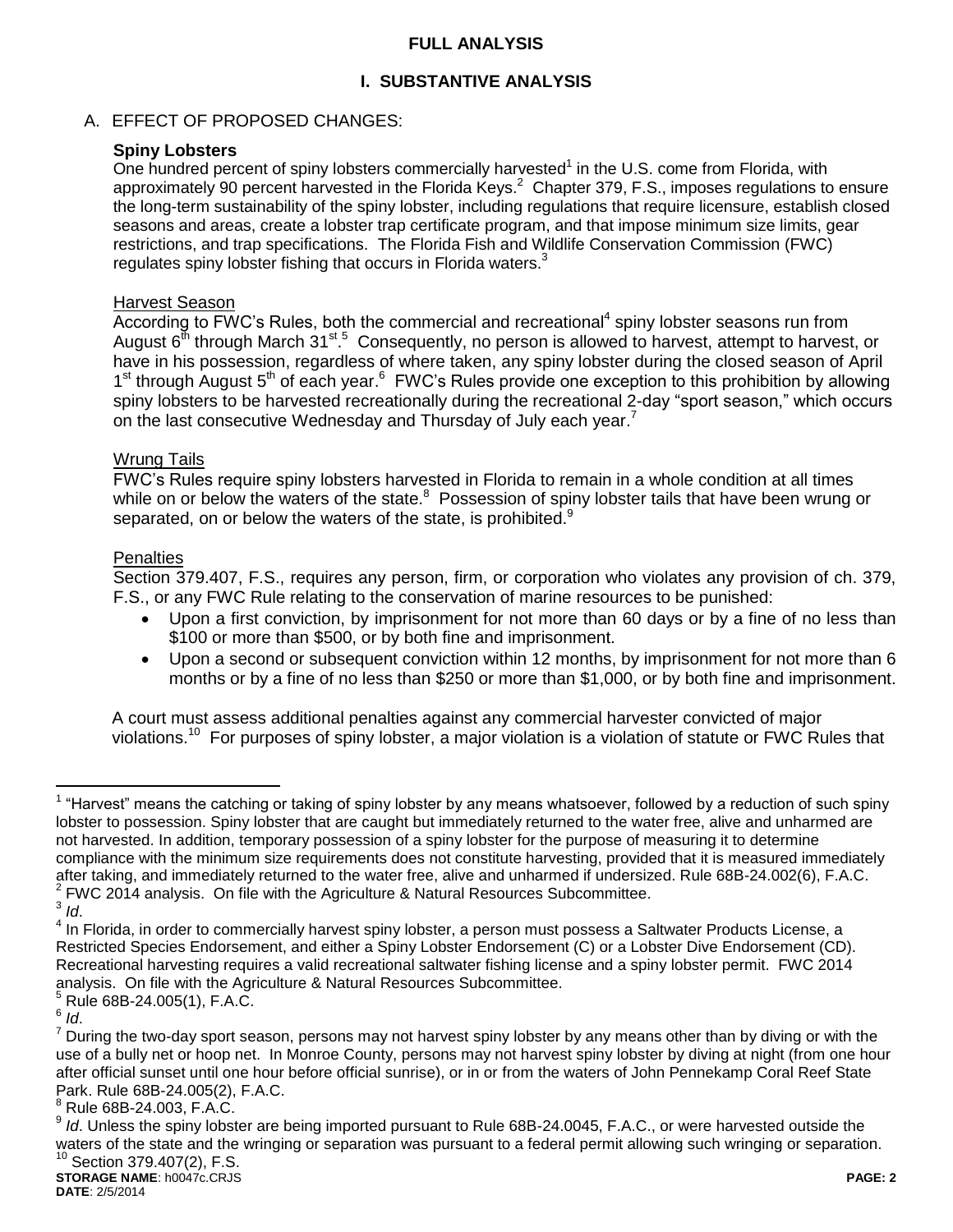## FULL ANALYSIS

## I. SUBSTANTIVE ANALYSIS

A. EFFECT OF PROPOSED CHANGES:

**Spiny Lobsters**

One hundred percent of spiny lobsters commercially harvested[1] in the U.S. come from Florida, with approximately 90 percent harvested in the Florida Keys.[2] Chapter 379, F.S., imposes regulations to ensure the long-term sustainability of the spiny lobster, including regulations that require licensure, establish closed seasons and areas, create a lobster trap certificate program, and that impose minimum size limits, gear restrictions, and trap specifications. The Florida Fish and Wildlife Conservation Commission (FWC) regulates spiny lobster fishing that occurs in Florida waters.[3]

Harvest Season

According to FWC's Rules, both the commercial and recreational[4] spiny lobster seasons run from August 6th through March 31st.[5] Consequently, no person is allowed to harvest, attempt to harvest, or have in his possession, regardless of where taken, any spiny lobster during the closed season of April 1st through August 5th of each year.[6] FWC's Rules provide one exception to this prohibition by allowing spiny lobsters to be harvested recreationally during the recreational 2-day "sport season," which occurs on the last consecutive Wednesday and Thursday of July each year.[7]

Wrung Tails

FWC's Rules require spiny lobsters harvested in Florida to remain in a whole condition at all times while on or below the waters of the state.[8] Possession of spiny lobster tails that have been wrung or separated, on or below the waters of the state, is prohibited.[9]

Penalties

Section 379.407, F.S., requires any person, firm, or corporation who violates any provision of ch. 379, F.S., or any FWC Rule relating to the conservation of marine resources to be punished:

- Upon a first conviction, by imprisonment for not more than 60 days or by a fine of no less than \$100 or more than \$500, or by both fine and imprisonment.
- Upon a second or subsequent conviction within 12 months, by imprisonment for not more than 6 months or by a fine of no less than \$250 or more than \$1,000, or by both fine and imprisonment.

A court must assess additional penalties against any commercial harvester convicted of major violations.[10] For purposes of spiny lobster, a major violation is a violation of statute or FWC Rules that

---

[1] "Harvest" means the catching or taking of spiny lobster by any means whatsoever, followed by a reduction of such spiny lobster to possession. Spiny lobster that are caught but immediately returned to the water free, alive and unharmed are not harvested. In addition, temporary possession of a spiny lobster for the purpose of measuring it to determine compliance with the minimum size requirements does not constitute harvesting, provided that it is measured immediately after taking, and immediately returned to the water free, alive and unharmed if undersized. Rule 68B-24.002(6), F.A.C.

[2] FWC 2014 analysis. On file with the Agriculture & Natural Resources Subcommittee.

[3] *Id*.

[4] In Florida, in order to commercially harvest spiny lobster, a person must possess a Saltwater Products License, a Restricted Species Endorsement, and either a Spiny Lobster Endorsement (C) or a Lobster Dive Endorsement (CD). Recreational harvesting requires a valid recreational saltwater fishing license and a spiny lobster permit. FWC 2014 analysis. On file with the Agriculture & Natural Resources Subcommittee.

[5] Rule 68B-24.005(1), F.A.C.

[6] *Id*.

[7] During the two-day sport season, persons may not harvest spiny lobster by any means other than by diving or with the use of a bully net or hoop net. In Monroe County, persons may not harvest spiny lobster by diving at night (from one hour after official sunset until one hour before official sunrise), or in or from the waters of John Pennekamp Coral Reef State Park. Rule 68B-24.005(2), F.A.C.

[8] Rule 68B-24.003, F.A.C.

[9] *Id*. Unless the spiny lobster are being imported pursuant to Rule 68B-24.0045, F.A.C., or were harvested outside the waters of the state and the wringing or separation was pursuant to a federal permit allowing such wringing or separation.

[10] Section 379.407(2), F.S.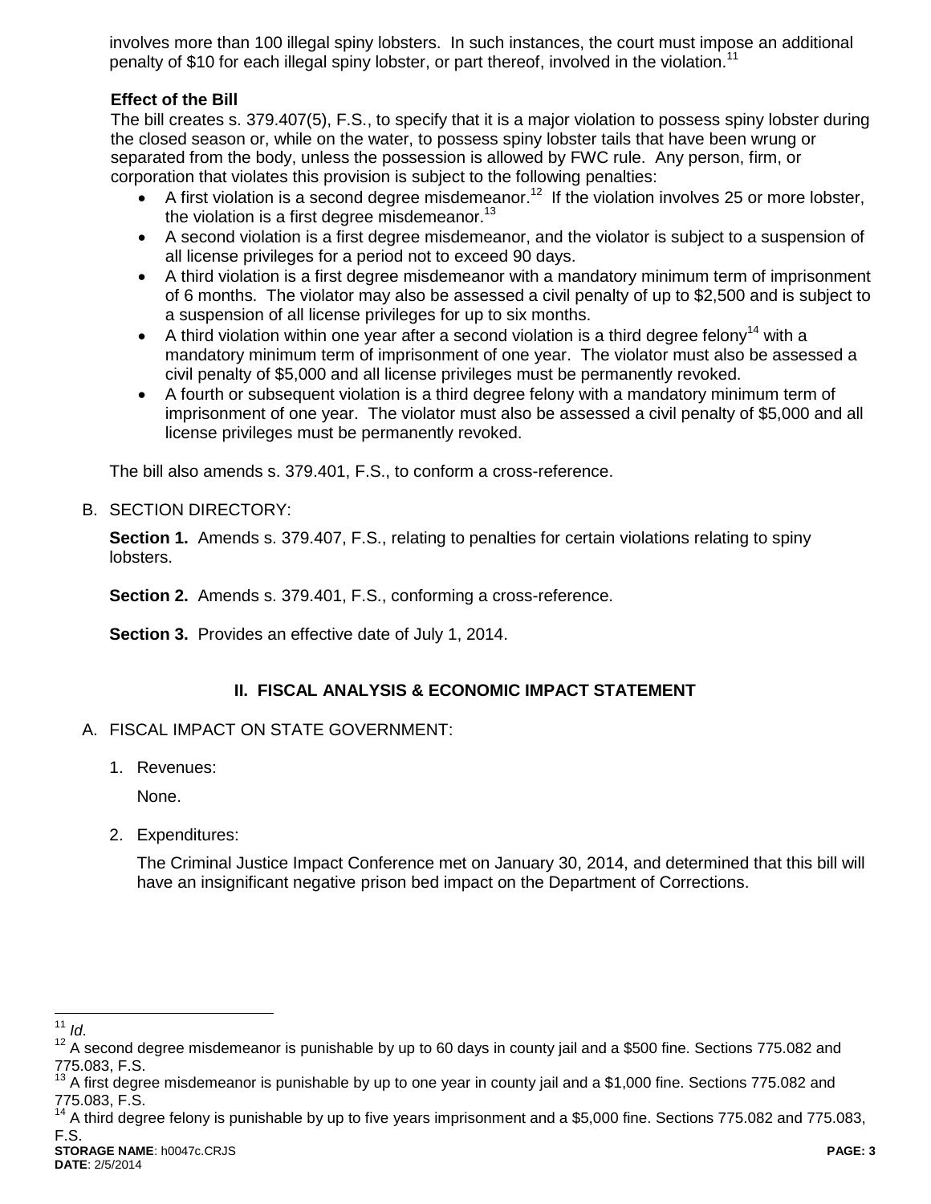involves more than 100 illegal spiny lobsters. In such instances, the court must impose an additional penalty of $10 for each illegal spiny lobster, or part thereof, involved in the violation.[11]

**Effect of the Bill**

The bill creates s. 379.407(5), F.S., to specify that it is a major violation to possess spiny lobster during the closed season or, while on the water, to possess spiny lobster tails that have been wrung or separated from the body, unless the possession is allowed by FWC rule. Any person, firm, or corporation that violates this provision is subject to the following penalties:

- A first violation is a second degree misdemeanor.[12] If the violation involves 25 or more lobster, the violation is a first degree misdemeanor.[13]
- A second violation is a first degree misdemeanor, and the violator is subject to a suspension of all license privileges for a period not to exceed 90 days.
- A third violation is a first degree misdemeanor with a mandatory minimum term of imprisonment of 6 months. The violator may also be assessed a civil penalty of up to $2,500 and is subject to a suspension of all license privileges for up to six months.
- A third violation within one year after a second violation is a third degree felony[14] with a mandatory minimum term of imprisonment of one year. The violator must also be assessed a civil penalty of $5,000 and all license privileges must be permanently revoked.
- A fourth or subsequent violation is a third degree felony with a mandatory minimum term of imprisonment of one year. The violator must also be assessed a civil penalty of $5,000 and all license privileges must be permanently revoked.

The bill also amends s. 379.401, F.S., to conform a cross-reference.

B. SECTION DIRECTORY:

**Section 1.** Amends s. 379.407, F.S., relating to penalties for certain violations relating to spiny lobsters.

**Section 2.** Amends s. 379.401, F.S., conforming a cross-reference.

**Section 3.** Provides an effective date of July 1, 2014.

## II. FISCAL ANALYSIS & ECONOMIC IMPACT STATEMENT

A. FISCAL IMPACT ON STATE GOVERNMENT:

1. Revenues:

   None.

2. Expenditures:

   The Criminal Justice Impact Conference met on January 30, 2014, and determined that this bill will have an insignificant negative prison bed impact on the Department of Corrections.

---

[11] *Id*.

[12] A second degree misdemeanor is punishable by up to 60 days in county jail and a $500 fine. Sections 775.082 and 775.083, F.S.

[13] A first degree misdemeanor is punishable by up to one year in county jail and a $1,000 fine. Sections 775.082 and 775.083, F.S.

[14] A third degree felony is punishable by up to five years imprisonment and a $5,000 fine. Sections 775.082 and 775.083, F.S.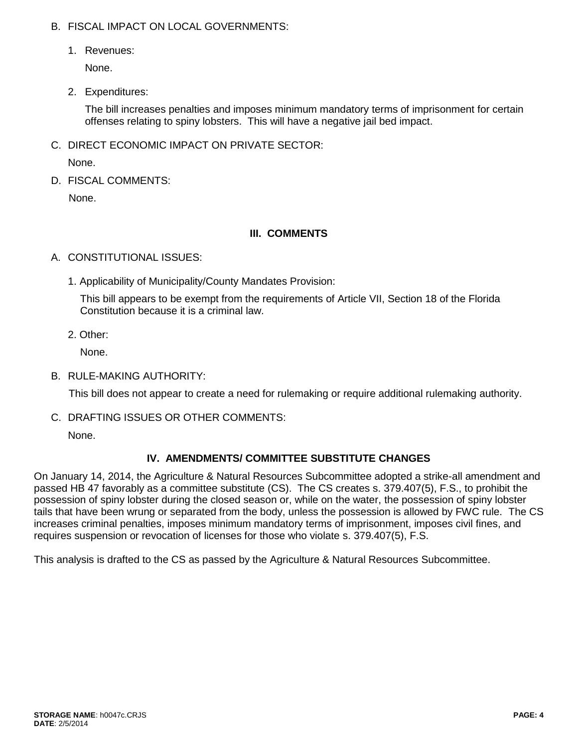B. FISCAL IMPACT ON LOCAL GOVERNMENTS:

1. Revenues:

   None.

2. Expenditures:

   The bill increases penalties and imposes minimum mandatory terms of imprisonment for certain offenses relating to spiny lobsters. This will have a negative jail bed impact.

C. DIRECT ECONOMIC IMPACT ON PRIVATE SECTOR:

None.

D. FISCAL COMMENTS:

None.

## III. COMMENTS

A. CONSTITUTIONAL ISSUES:

1. Applicability of Municipality/County Mandates Provision:

   This bill appears to be exempt from the requirements of Article VII, Section 18 of the Florida Constitution because it is a criminal law.

2. Other:

   None.

B. RULE-MAKING AUTHORITY:

This bill does not appear to create a need for rulemaking or require additional rulemaking authority.

C. DRAFTING ISSUES OR OTHER COMMENTS:

None.

## IV. AMENDMENTS/ COMMITTEE SUBSTITUTE CHANGES

On January 14, 2014, the Agriculture & Natural Resources Subcommittee adopted a strike-all amendment and passed HB 47 favorably as a committee substitute (CS). The CS creates s. 379.407(5), F.S., to prohibit the possession of spiny lobster during the closed season or, while on the water, the possession of spiny lobster tails that have been wrung or separated from the body, unless the possession is allowed by FWC rule. The CS increases criminal penalties, imposes minimum mandatory terms of imprisonment, imposes civil fines, and requires suspension or revocation of licenses for those who violate s. 379.407(5), F.S.

This analysis is drafted to the CS as passed by the Agriculture & Natural Resources Subcommittee.